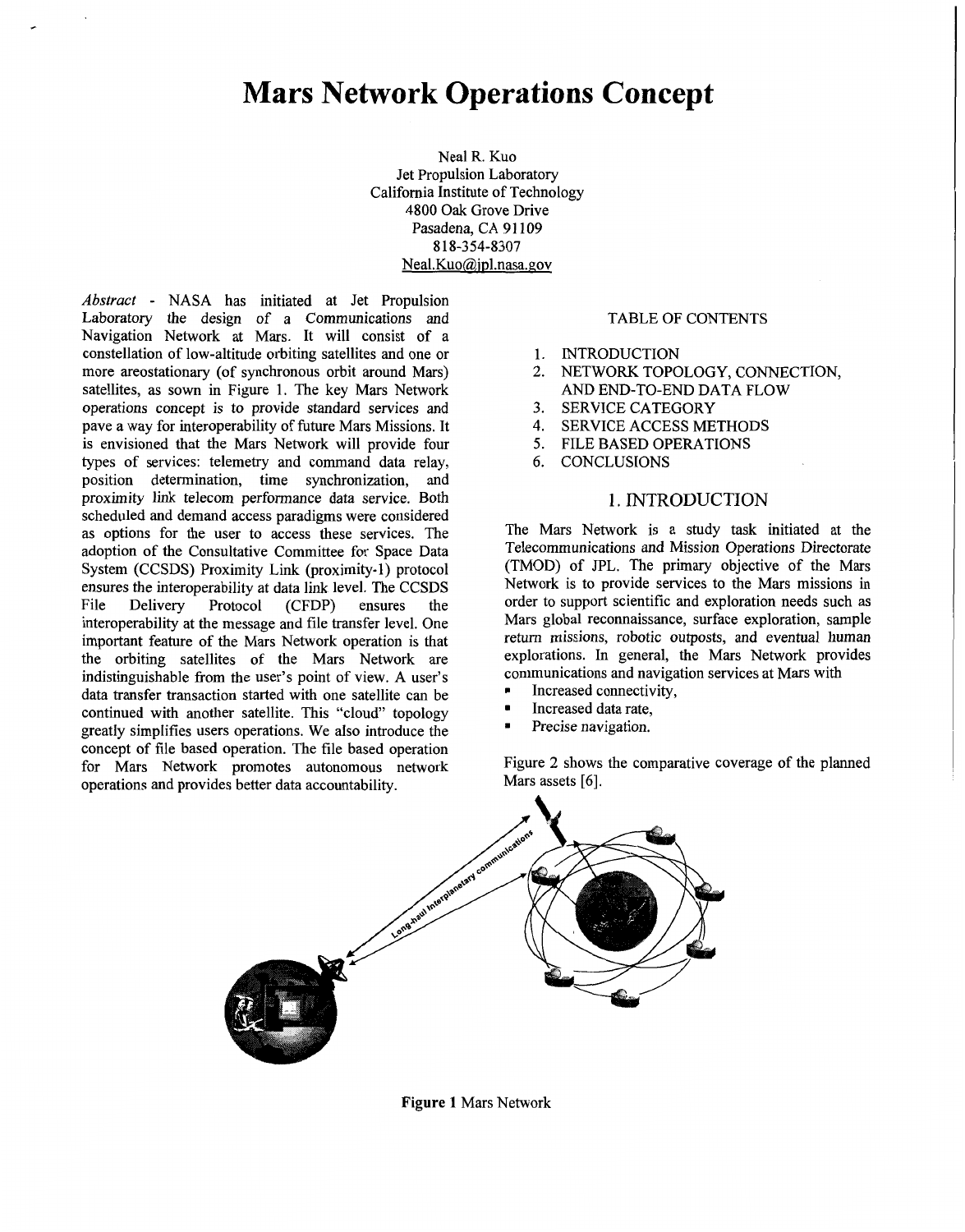# Mars Network Operations Concept

Neal R. Kuo
Jet Propulsion Laboratory
California Institute of Technology
4800 Oak Grove Drive
Pasadena, CA 91109
818-354-8307
Neal.Kuo@jpl.nasa.gov

*Abstract* - NASA has initiated at Jet Propulsion Laboratory the design of a Communications and Navigation Network at Mars. It will consist of a constellation of low-altitude orbiting satellites and one or more areostationary (of synchronous orbit around Mars) satellites, as sown in Figure 1. The key Mars Network operations concept is to provide standard services and pave a way for interoperability of future Mars Missions. It is envisioned that the Mars Network will provide four types of services: telemetry and command data relay, position determination, time synchronization, and proximity link telecom performance data service. Both scheduled and demand access paradigms were considered as options for the user to access these services. The adoption of the Consultative Committee for Space Data System (CCSDS) Proximity Link (proximity-1) protocol ensures the interoperability at data link level. The CCSDS File Delivery Protocol (CFDP) ensures the interoperability at the message and file transfer level. One important feature of the Mars Network operation is that the orbiting satellites of the Mars Network are indistinguishable from the user's point of view. A user's data transfer transaction started with one satellite can be continued with another satellite. This "cloud" topology greatly simplifies users operations. We also introduce the concept of file based operation. The file based operation for Mars Network promotes autonomous network operations and provides better data accountability.

TABLE OF CONTENTS

1. INTRODUCTION
2. NETWORK TOPOLOGY, CONNECTION, AND END-TO-END DATA FLOW
3. SERVICE CATEGORY
4. SERVICE ACCESS METHODS
5. FILE BASED OPERATIONS
6. CONCLUSIONS

## 1. INTRODUCTION

The Mars Network is a study task initiated at the Telecommunications and Mission Operations Directorate (TMOD) of JPL. The primary objective of the Mars Network is to provide services to the Mars missions in order to support scientific and exploration needs such as Mars global reconnaissance, surface exploration, sample return missions, robotic outposts, and eventual human explorations. In general, the Mars Network provides communications and navigation services at Mars with

- Increased connectivity,
- Increased data rate,
- Precise navigation.

Figure 2 shows the comparative coverage of the planned Mars assets [6].

**Figure 1** Mars Network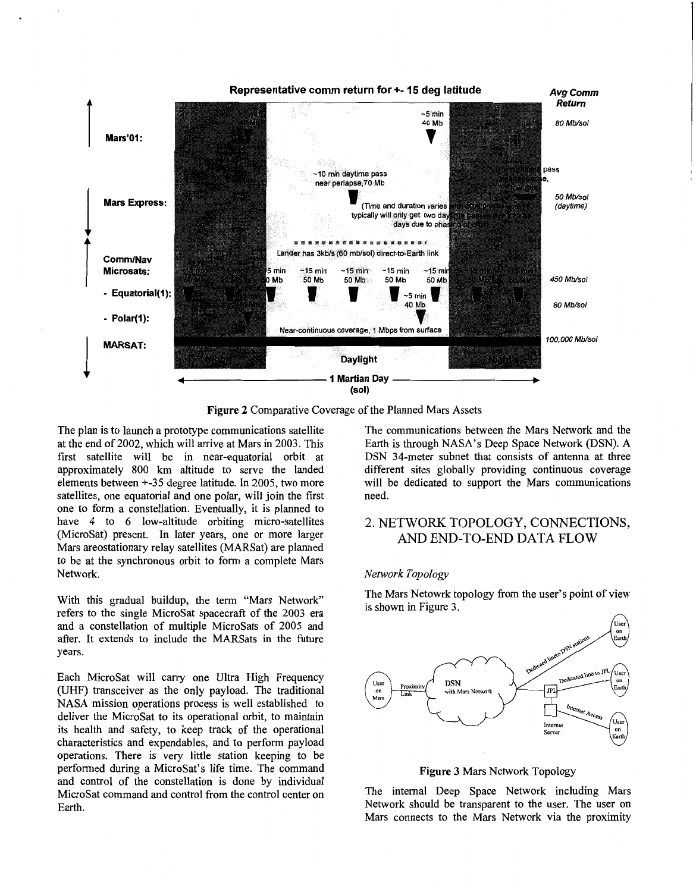Representative comm return for +- 15 deg latitude

Avg Comm Return

Mars'01:

~5 min
40 Mb

80 Mb/sol

Mars Express:

~10 min daytime pass near periapse,70 Mb

(Time and duration varies with orbit precession, typically will only get two daytime passes every three days due to phasing of orbit)

50 Mb/sol (daytime)

Lander has 3kb/s (60 mb/sol) direct-to-Earth link

Comm/Nav Microsats:

- Equatorial(1):

- Polar(1):

~15 min 50 Mb

~5 min 40 Mb

450 Mb/sol

80 Mb/sol

Near-continuous coverage, 1 Mbps from surface

MARSAT:

100,000 Mb/sol

Night

Daylight

1 Martian Day (sol)

**Figure 2** Comparative Coverage of the Planned Mars Assets

The plan is to launch a prototype communications satellite at the end of 2002, which will arrive at Mars in 2003. This first satellite will be in near-equatorial orbit at approximately 800 km altitude to serve the landed elements between +-35 degree latitude. In 2005, two more satellites, one equatorial and one polar, will join the first one to form a constellation. Eventually, it is planned to have 4 to 6 low-altitude orbiting micro-satellites (MicroSat) present. In later years, one or more larger Mars areostationary relay satellites (MARSat) are planned to be at the synchronous orbit to form a complete Mars Network.

With this gradual buildup, the term "Mars Network" refers to the single MicroSat spacecraft of the 2003 era and a constellation of multiple MicroSats of 2005 and after. It extends to include the MARSats in the future years.

Each MicroSat will carry one Ultra High Frequency (UHF) transceiver as the only payload. The traditional NASA mission operations process is well established to deliver the MicroSat to its operational orbit, to maintain its health and safety, to keep track of the operational characteristics and expendables, and to perform payload operations. There is very little station keeping to be performed during a MicroSat's life time. The command and control of the constellation is done by individual MicroSat command and control from the control center on Earth.

The communications between the Mars Network and the Earth is through NASA's Deep Space Network (DSN). A DSN 34-meter subnet that consists of antenna at three different sites globally providing continuous coverage will be dedicated to support the Mars communications need.

## 2. NETWORK TOPOLOGY, CONNECTIONS, AND END-TO-END DATA FLOW

### *Network Topology*

The Mars Netowrk topology from the user's point of view is shown in Figure 3.

User on Mars

Proximity Link

DSN with Mars Network

Dedicated line to DSN stations

Dedicated line to JPL

JPL

Internet Access

Internet Server

User on Earth

User on Earth

User on Earth

**Figure 3** Mars Network Topology

The internal Deep Space Network including Mars Network should be transparent to the user. The user on Mars connects to the Mars Network via the proximity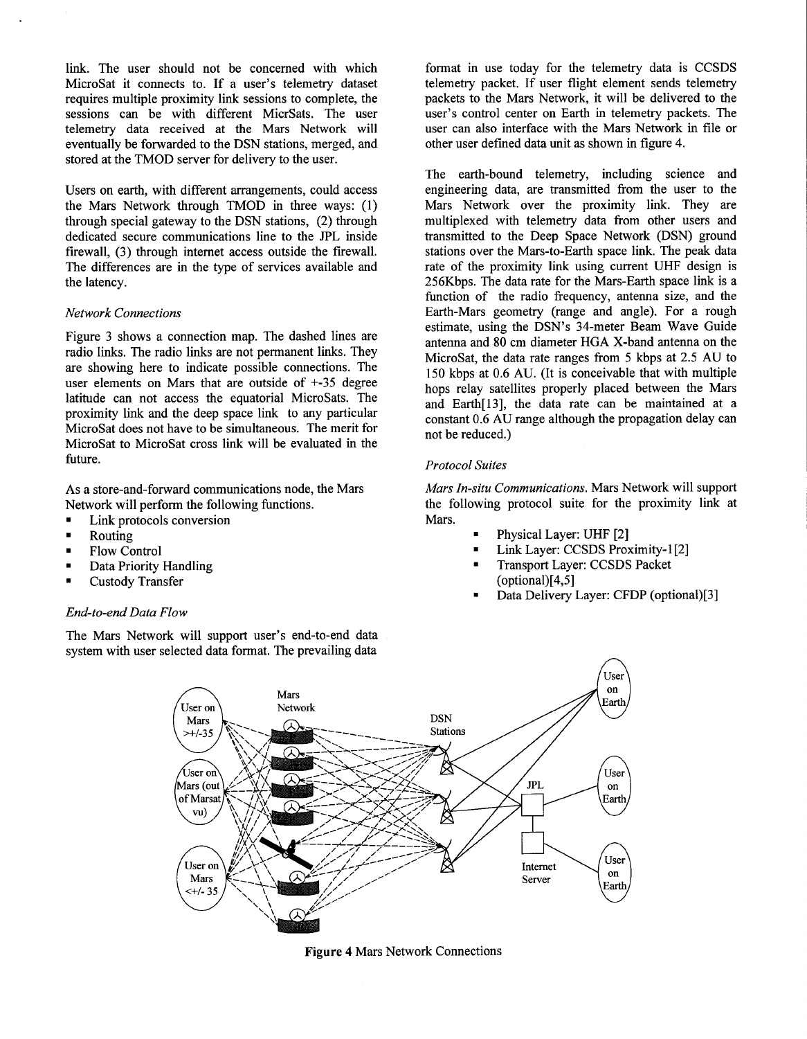link. The user should not be concerned with which MicroSat it connects to. If a user's telemetry dataset requires multiple proximity link sessions to complete, the sessions can be with different MicrSats. The user telemetry data received at the Mars Network will eventually be forwarded to the DSN stations, merged, and stored at the TMOD server for delivery to the user.

Users on earth, with different arrangements, could access the Mars Network through TMOD in three ways: (1) through special gateway to the DSN stations, (2) through dedicated secure communications line to the JPL inside firewall, (3) through internet access outside the firewall. The differences are in the type of services available and the latency.

*Network Connections*

Figure 3 shows a connection map. The dashed lines are radio links. The radio links are not permanent links. They are showing here to indicate possible connections. The user elements on Mars that are outside of +-35 degree latitude can not access the equatorial MicroSats. The proximity link and the deep space link to any particular MicroSat does not have to be simultaneous. The merit for MicroSat to MicroSat cross link will be evaluated in the future.

As a store-and-forward communications node, the Mars Network will perform the following functions.

- Link protocols conversion
- Routing
- Flow Control
- Data Priority Handling
- Custody Transfer

*End-to-end Data Flow*

The Mars Network will support user's end-to-end data system with user selected data format. The prevailing data format in use today for the telemetry data is CCSDS telemetry packet. If user flight element sends telemetry packets to the Mars Network, it will be delivered to the user's control center on Earth in telemetry packets. The user can also interface with the Mars Network in file or other user defined data unit as shown in figure 4.

The earth-bound telemetry, including science and engineering data, are transmitted from the user to the Mars Network over the proximity link. They are multiplexed with telemetry data from other users and transmitted to the Deep Space Network (DSN) ground stations over the Mars-to-Earth space link. The peak data rate of the proximity link using current UHF design is 256Kbps. The data rate for the Mars-Earth space link is a function of the radio frequency, antenna size, and the Earth-Mars geometry (range and angle). For a rough estimate, using the DSN's 34-meter Beam Wave Guide antenna and 80 cm diameter HGA X-band antenna on the MicroSat, the data rate ranges from 5 kbps at 2.5 AU to 150 kbps at 0.6 AU. (It is conceivable that with multiple hops relay satellites properly placed between the Mars and Earth[13], the data rate can be maintained at a constant 0.6 AU range although the propagation delay can not be reduced.)

*Protocol Suites*

*Mars In-situ Communications.* Mars Network will support the following protocol suite for the proximity link at Mars.

- Physical Layer: UHF [2]
- Link Layer: CCSDS Proximity-1[2]
- Transport Layer: CCSDS Packet (optional)[4,5]
- Data Delivery Layer: CFDP (optional)[3]

User on Mars >+/-35

User on Mars (out of Marsat vu)

User on Mars <+/- 35

Mars Network

DSN Stations

JPL

Internet Server

User on Earth

User on Earth

User on Earth

**Figure 4** Mars Network Connections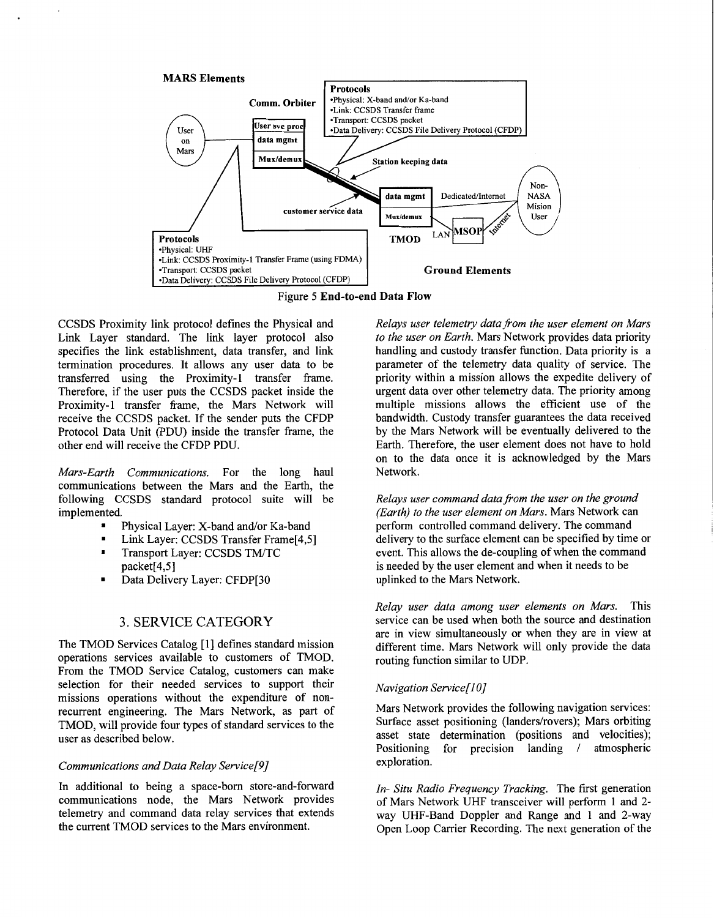**MARS Elements**

**Comm. Orbiter**

**Protocols**
•Physical: X-band and/or Ka-band
•Link: CCSDS Transfer frame
•Transport: CCSDS packet
•Data Delivery: CCSDS File Delivery Protocol (CFDP)

User on Mars

User svc proc

data mgmt

Mux/demux

Station keeping data

customer service data

data mgmt

Mux/demux

Dedicated/Internet

Non-NASA Mision User

LAN

MSOP

Internet

TMOD

**Protocols**
•Physical: UHF
•Link: CCSDS Proximity-1 Transfer Frame (using FDMA)
•Transport: CCSDS packet
•Data Delivery: CCSDS File Delivery Protocol (CFDP)

**Ground Elements**

Figure 5 **End-to-end Data Flow**

CCSDS Proximity link protocol defines the Physical and Link Layer standard. The link layer protocol also specifies the link establishment, data transfer, and link termination procedures. It allows any user data to be transferred using the Proximity-1 transfer frame. Therefore, if the user puts the CCSDS packet inside the Proximity-1 transfer frame, the Mars Network will receive the CCSDS packet. If the sender puts the CFDP Protocol Data Unit (PDU) inside the transfer frame, the other end will receive the CFDP PDU.

*Mars-Earth Communications.* For the long haul communications between the Mars and the Earth, the following CCSDS standard protocol suite will be implemented.

- Physical Layer: X-band and/or Ka-band
- Link Layer: CCSDS Transfer Frame[4,5]
- Transport Layer: CCSDS TM/TC packet[4,5]
- Data Delivery Layer: CFDP[30

## 3. SERVICE CATEGORY

The TMOD Services Catalog [1] defines standard mission operations services available to customers of TMOD. From the TMOD Service Catalog, customers can make selection for their needed services to support their missions operations without the expenditure of non-recurrent engineering. The Mars Network, as part of TMOD, will provide four types of standard services to the user as described below.

### *Communications and Data Relay Service[9]*

In additional to being a space-born store-and-forward communications node, the Mars Network provides telemetry and command data relay services that extends the current TMOD services to the Mars environment.

*Relays user telemetry data from the user element on Mars to the user on Earth.* Mars Network provides data priority handling and custody transfer function. Data priority is a parameter of the telemetry data quality of service. The priority within a mission allows the expedite delivery of urgent data over other telemetry data. The priority among multiple missions allows the efficient use of the bandwidth. Custody transfer guarantees the data received by the Mars Network will be eventually delivered to the Earth. Therefore, the user element does not have to hold on to the data once it is acknowledged by the Mars Network.

*Relays user command data from the user on the ground (Earth) to the user element on Mars.* Mars Network can perform controlled command delivery. The command delivery to the surface element can be specified by time or event. This allows the de-coupling of when the command is needed by the user element and when it needs to be uplinked to the Mars Network.

*Relay user data among user elements on Mars.* This service can be used when both the source and destination are in view simultaneously or when they are in view at different time. Mars Network will only provide the data routing function similar to UDP.

### *Navigation Service[10]*

Mars Network provides the following navigation services: Surface asset positioning (landers/rovers); Mars orbiting asset state determination (positions and velocities); Positioning for precision landing / atmospheric exploration.

*In- Situ Radio Frequency Tracking.* The first generation of Mars Network UHF transceiver will perform 1 and 2-way UHF-Band Doppler and Range and 1 and 2-way Open Loop Carrier Recording. The next generation of the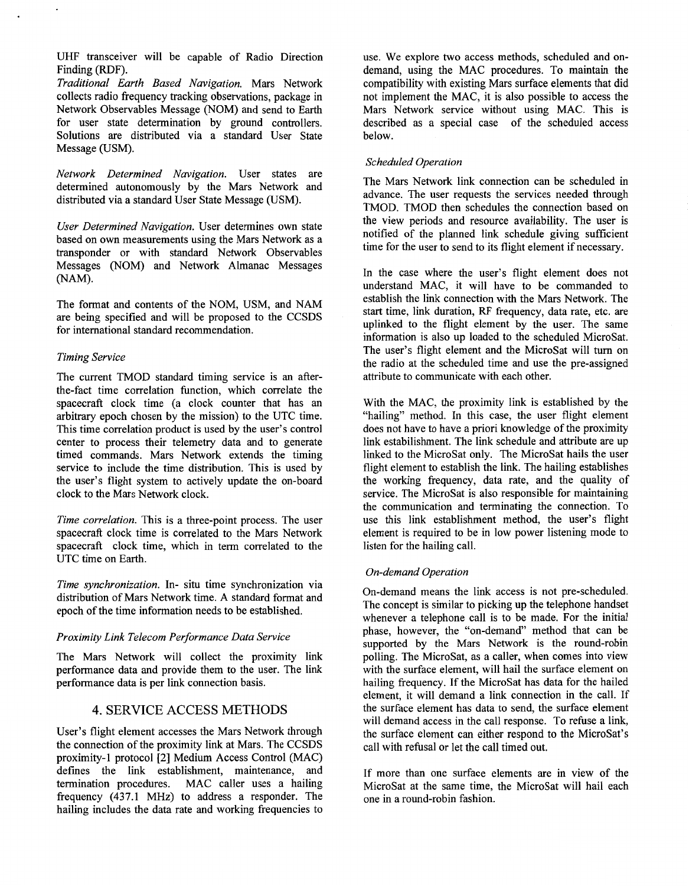UHF transceiver will be capable of Radio Direction Finding (RDF).

*Traditional Earth Based Navigation.* Mars Network collects radio frequency tracking observations, package in Network Observables Message (NOM) and send to Earth for user state determination by ground controllers. Solutions are distributed via a standard User State Message (USM).

*Network Determined Navigation.* User states are determined autonomously by the Mars Network and distributed via a standard User State Message (USM).

*User Determined Navigation.* User determines own state based on own measurements using the Mars Network as a transponder or with standard Network Observables Messages (NOM) and Network Almanac Messages (NAM).

The format and contents of the NOM, USM, and NAM are being specified and will be proposed to the CCSDS for international standard recommendation.

### *Timing Service*

The current TMOD standard timing service is an after-the-fact time correlation function, which correlate the spacecraft clock time (a clock counter that has an arbitrary epoch chosen by the mission) to the UTC time. This time correlation product is used by the user's control center to process their telemetry data and to generate timed commands. Mars Network extends the timing service to include the time distribution. This is used by the user's flight system to actively update the on-board clock to the Mars Network clock.

*Time correlation.* This is a three-point process. The user spacecraft clock time is correlated to the Mars Network spacecraft clock time, which in term correlated to the UTC time on Earth.

*Time synchronization.* In- situ time synchronization via distribution of Mars Network time. A standard format and epoch of the time information needs to be established.

### *Proximity Link Telecom Performance Data Service*

The Mars Network will collect the proximity link performance data and provide them to the user. The link performance data is per link connection basis.

## 4. SERVICE ACCESS METHODS

User's flight element accesses the Mars Network through the connection of the proximity link at Mars. The CCSDS proximity-1 protocol [2] Medium Access Control (MAC) defines the link establishment, maintenance, and termination procedures. MAC caller uses a hailing frequency (437.1 MHz) to address a responder. The hailing includes the data rate and working frequencies to use. We explore two access methods, scheduled and on-demand, using the MAC procedures. To maintain the compatibility with existing Mars surface elements that did not implement the MAC, it is also possible to access the Mars Network service without using MAC. This is described as a special case of the scheduled access below.

### *Scheduled Operation*

The Mars Network link connection can be scheduled in advance. The user requests the services needed through TMOD. TMOD then schedules the connection based on the view periods and resource availability. The user is notified of the planned link schedule giving sufficient time for the user to send to its flight element if necessary.

In the case where the user's flight element does not understand MAC, it will have to be commanded to establish the link connection with the Mars Network. The start time, link duration, RF frequency, data rate, etc. are uplinked to the flight element by the user. The same information is also up loaded to the scheduled MicroSat. The user's flight element and the MicroSat will turn on the radio at the scheduled time and use the pre-assigned attribute to communicate with each other.

With the MAC, the proximity link is established by the "hailing" method. In this case, the user flight element does not have to have a priori knowledge of the proximity link estabilishment. The link schedule and attribute are up linked to the MicroSat only. The MicroSat hails the user flight element to establish the link. The hailing establishes the working frequency, data rate, and the quality of service. The MicroSat is also responsible for maintaining the communication and terminating the connection. To use this link establishment method, the user's flight element is required to be in low power listening mode to listen for the hailing call.

### *On-demand Operation*

On-demand means the link access is not pre-scheduled. The concept is similar to picking up the telephone handset whenever a telephone call is to be made. For the initial phase, however, the "on-demand" method that can be supported by the Mars Network is the round-robin polling. The MicroSat, as a caller, when comes into view with the surface element, will hail the surface element on hailing frequency. If the MicroSat has data for the hailed element, it will demand a link connection in the call. If the surface element has data to send, the surface element will demand access in the call response. To refuse a link, the surface element can either respond to the MicroSat's call with refusal or let the call timed out.

If more than one surface elements are in view of the MicroSat at the same time, the MicroSat will hail each one in a round-robin fashion.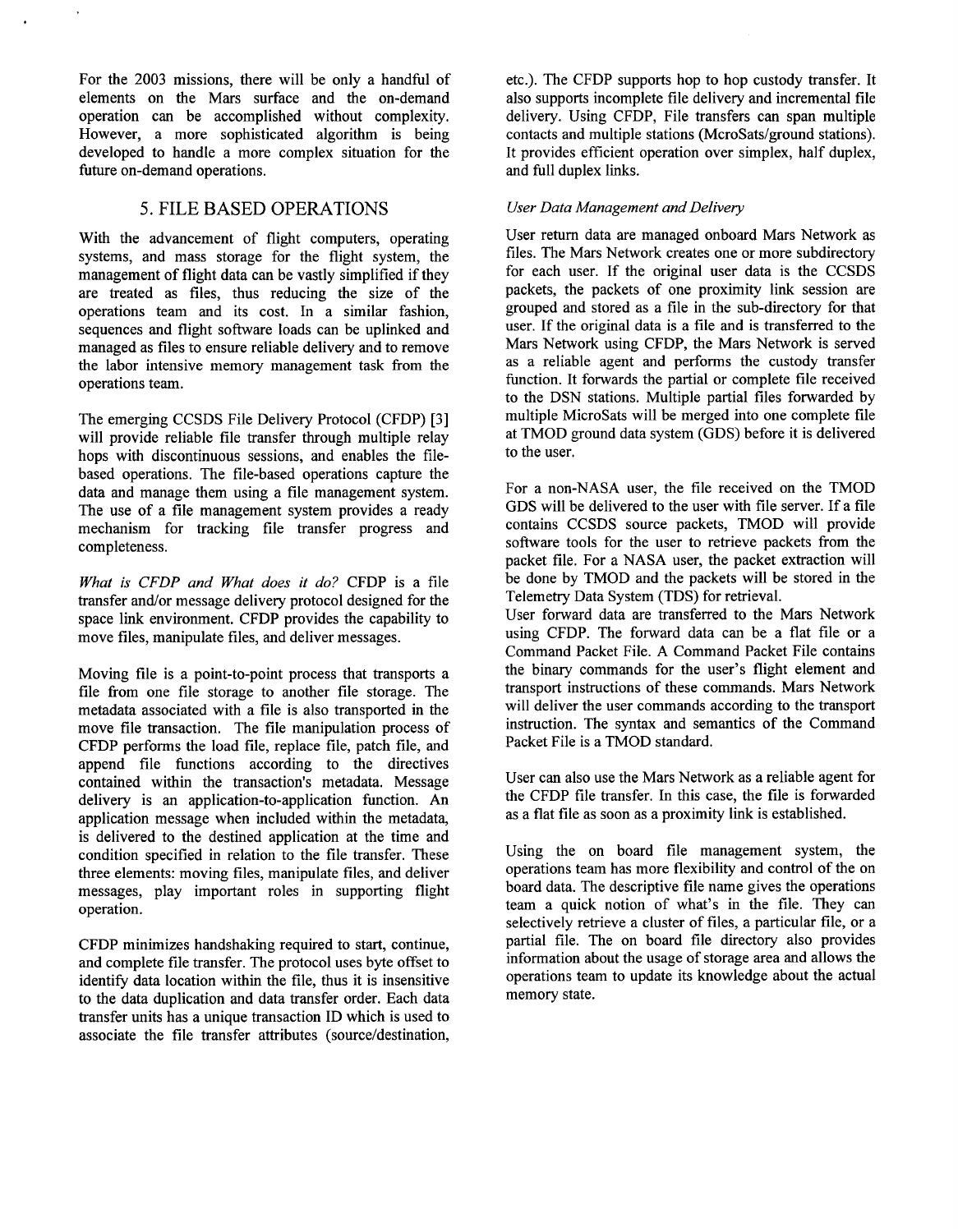For the 2003 missions, there will be only a handful of elements on the Mars surface and the on-demand operation can be accomplished without complexity. However, a more sophisticated algorithm is being developed to handle a more complex situation for the future on-demand operations.

## 5. FILE BASED OPERATIONS

With the advancement of flight computers, operating systems, and mass storage for the flight system, the management of flight data can be vastly simplified if they are treated as files, thus reducing the size of the operations team and its cost. In a similar fashion, sequences and flight software loads can be uplinked and managed as files to ensure reliable delivery and to remove the labor intensive memory management task from the operations team.

The emerging CCSDS File Delivery Protocol (CFDP) [3] will provide reliable file transfer through multiple relay hops with discontinuous sessions, and enables the file-based operations. The file-based operations capture the data and manage them using a file management system. The use of a file management system provides a ready mechanism for tracking file transfer progress and completeness.

*What is CFDP and What does it do?* CFDP is a file transfer and/or message delivery protocol designed for the space link environment. CFDP provides the capability to move files, manipulate files, and deliver messages.

Moving file is a point-to-point process that transports a file from one file storage to another file storage. The metadata associated with a file is also transported in the move file transaction. The file manipulation process of CFDP performs the load file, replace file, patch file, and append file functions according to the directives contained within the transaction's metadata. Message delivery is an application-to-application function. An application message when included within the metadata, is delivered to the destined application at the time and condition specified in relation to the file transfer. These three elements: moving files, manipulate files, and deliver messages, play important roles in supporting flight operation.

CFDP minimizes handshaking required to start, continue, and complete file transfer. The protocol uses byte offset to identify data location within the file, thus it is insensitive to the data duplication and data transfer order. Each data transfer units has a unique transaction ID which is used to associate the file transfer attributes (source/destination, etc.). The CFDP supports hop to hop custody transfer. It also supports incomplete file delivery and incremental file delivery. Using CFDP, File transfers can span multiple contacts and multiple stations (McroSats/ground stations). It provides efficient operation over simplex, half duplex, and full duplex links.

*User Data Management and Delivery*

User return data are managed onboard Mars Network as files. The Mars Network creates one or more subdirectory for each user. If the original user data is the CCSDS packets, the packets of one proximity link session are grouped and stored as a file in the sub-directory for that user. If the original data is a file and is transferred to the Mars Network using CFDP, the Mars Network is served as a reliable agent and performs the custody transfer function. It forwards the partial or complete file received to the DSN stations. Multiple partial files forwarded by multiple MicroSats will be merged into one complete file at TMOD ground data system (GDS) before it is delivered to the user.

For a non-NASA user, the file received on the TMOD GDS will be delivered to the user with file server. If a file contains CCSDS source packets, TMOD will provide software tools for the user to retrieve packets from the packet file. For a NASA user, the packet extraction will be done by TMOD and the packets will be stored in the Telemetry Data System (TDS) for retrieval.
User forward data are transferred to the Mars Network using CFDP. The forward data can be a flat file or a Command Packet File. A Command Packet File contains the binary commands for the user's flight element and transport instructions of these commands. Mars Network will deliver the user commands according to the transport instruction. The syntax and semantics of the Command Packet File is a TMOD standard.

User can also use the Mars Network as a reliable agent for the CFDP file transfer. In this case, the file is forwarded as a flat file as soon as a proximity link is established.

Using the on board file management system, the operations team has more flexibility and control of the on board data. The descriptive file name gives the operations team a quick notion of what's in the file. They can selectively retrieve a cluster of files, a particular file, or a partial file. The on board file directory also provides information about the usage of storage area and allows the operations team to update its knowledge about the actual memory state.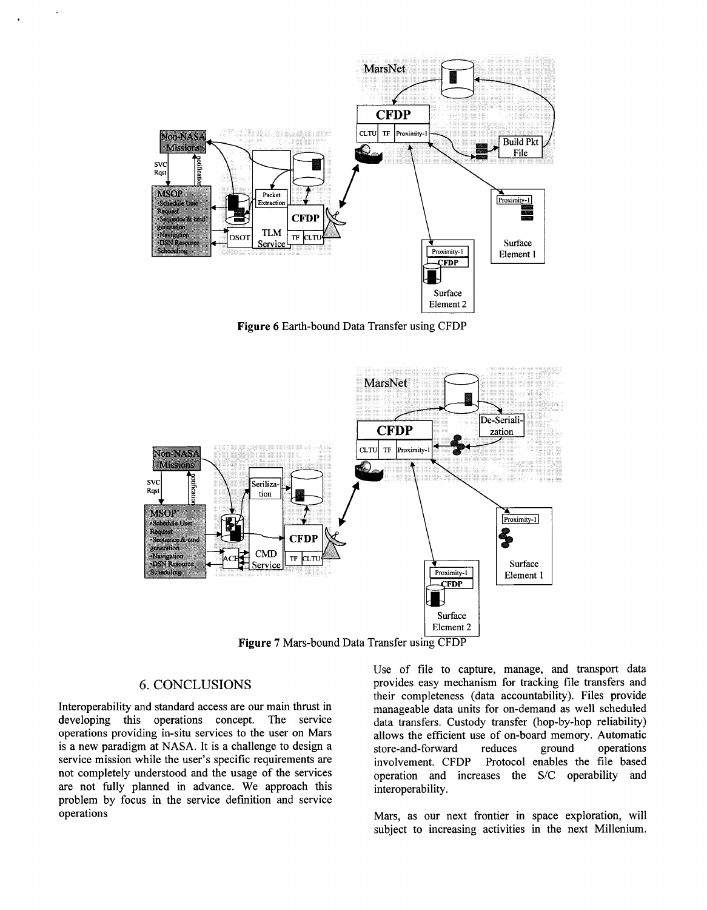MarsNet

CFDP

CLTU TF Proximity-1

Build Pkt File

Non-NASA Missions

SVC Rqst

notification

MSOP
•Schedule User Request
•Sequence & cmd generation
•Navigation
•DSN Resource Scheduling

Packet Extraction

CFDP

DSOT

TLM Service

TF CLTU

Proximity-1

Surface Element 1

Proximity-1

CFDP

Surface Element 2

**Figure 6** Earth-bound Data Transfer using CFDP

MarsNet

De-Seriali-zation

CFDP

CLTU TF Proximity-1

Non-NASA Missions

SVC Rqst

notification

Seriliza-tion

MSOP
•Schedule User Request
•Sequence & cmd generation
•Navigation
•DSN Resource Scheduling

CFDP

ACE

CMD Service

TF CLTU

Proximity-1

Surface Element 1

Proximity-1

CFDP

Surface Element 2

**Figure 7** Mars-bound Data Transfer using CFDP

## 6. CONCLUSIONS

Interoperability and standard access are our main thrust in developing this operations concept. The service operations providing in-situ services to the user on Mars is a new paradigm at NASA. It is a challenge to design a service mission while the user's specific requirements are not completely understood and the usage of the services are not fully planned in advance. We approach this problem by focus in the service definition and service operations

Use of file to capture, manage, and transport data provides easy mechanism for tracking file transfers and their completeness (data accountability). Files provide manageable data units for on-demand as well scheduled data transfers. Custody transfer (hop-by-hop reliability) allows the efficient use of on-board memory. Automatic store-and-forward reduces ground operations involvement. CFDP Protocol enables the file based operation and increases the S/C operability and interoperability.

Mars, as our next frontier in space exploration, will subject to increasing activities in the next Millenium.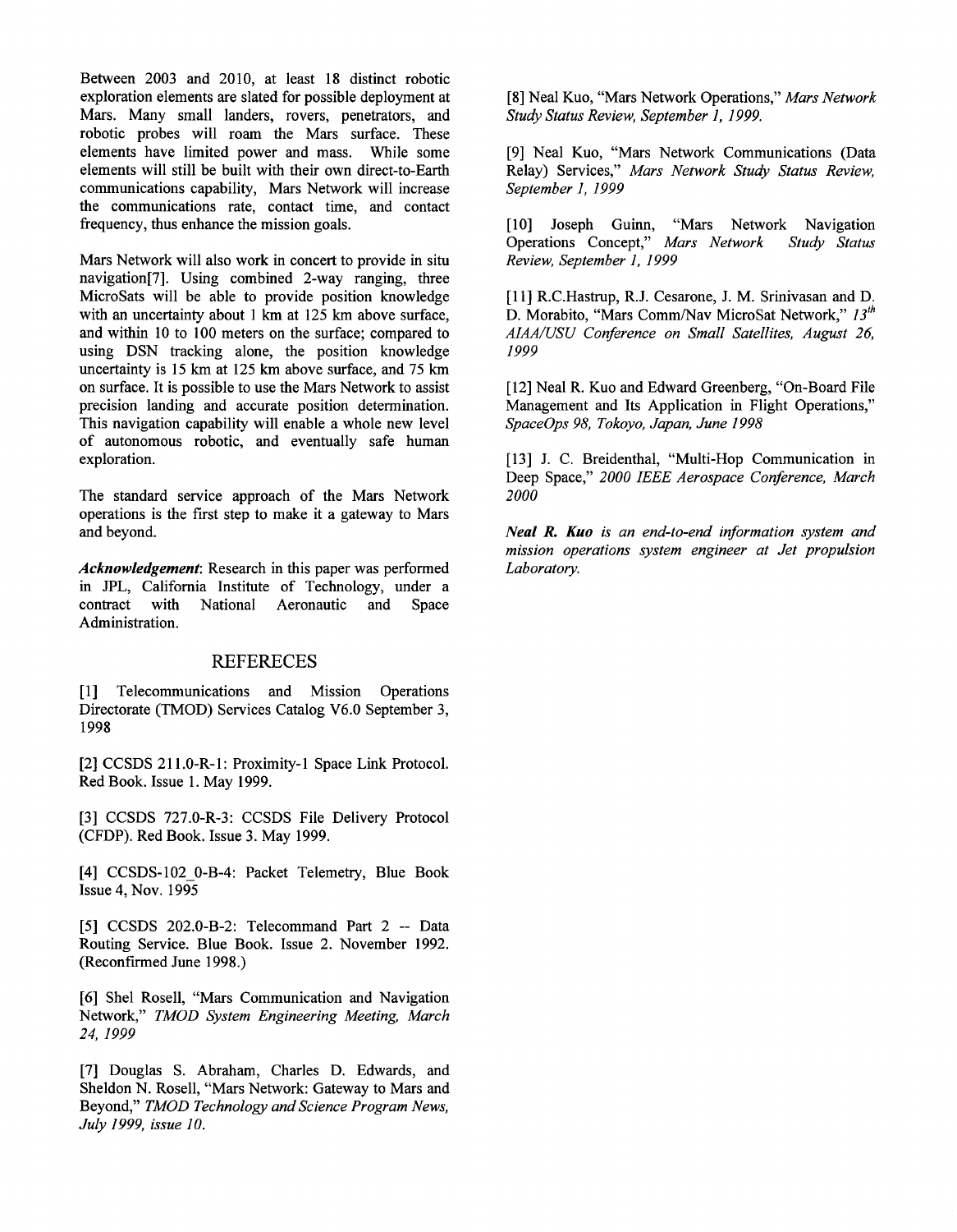Between 2003 and 2010, at least 18 distinct robotic exploration elements are slated for possible deployment at Mars. Many small landers, rovers, penetrators, and robotic probes will roam the Mars surface. These elements have limited power and mass. While some elements will still be built with their own direct-to-Earth communications capability, Mars Network will increase the communications rate, contact time, and contact frequency, thus enhance the mission goals.

Mars Network will also work in concert to provide in situ navigation[7]. Using combined 2-way ranging, three MicroSats will be able to provide position knowledge with an uncertainty about 1 km at 125 km above surface, and within 10 to 100 meters on the surface; compared to using DSN tracking alone, the position knowledge uncertainty is 15 km at 125 km above surface, and 75 km on surface. It is possible to use the Mars Network to assist precision landing and accurate position determination. This navigation capability will enable a whole new level of autonomous robotic, and eventually safe human exploration.

The standard service approach of the Mars Network operations is the first step to make it a gateway to Mars and beyond.

***Acknowledgement***: Research in this paper was performed in JPL, California Institute of Technology, under a contract with National Aeronautic and Space Administration.

## REFERECES

[1] Telecommunications and Mission Operations Directorate (TMOD) Services Catalog V6.0 September 3, 1998

[2] CCSDS 211.0-R-1: Proximity-1 Space Link Protocol. Red Book. Issue 1. May 1999.

[3] CCSDS 727.0-R-3: CCSDS File Delivery Protocol (CFDP). Red Book. Issue 3. May 1999.

[4] CCSDS-102_0-B-4: Packet Telemetry, Blue Book Issue 4, Nov. 1995

[5] CCSDS 202.0-B-2: Telecommand Part 2 -- Data Routing Service. Blue Book. Issue 2. November 1992. (Reconfirmed June 1998.)

[6] Shel Rosell, "Mars Communication and Navigation Network," *TMOD System Engineering Meeting, March 24, 1999*

[7] Douglas S. Abraham, Charles D. Edwards, and Sheldon N. Rosell, "Mars Network: Gateway to Mars and Beyond," *TMOD Technology and Science Program News, July 1999, issue 10.*

[8] Neal Kuo, "Mars Network Operations," *Mars Network Study Status Review, September 1, 1999.*

[9] Neal Kuo, "Mars Network Communications (Data Relay) Services," *Mars Network Study Status Review, September 1, 1999*

[10] Joseph Guinn, "Mars Network Navigation Operations Concept," *Mars Network Study Status Review, September 1, 1999*

[11] R.C.Hastrup, R.J. Cesarone, J. M. Srinivasan and D. D. Morabito, "Mars Comm/Nav MicroSat Network," *13th AIAA/USU Conference on Small Satellites, August 26, 1999*

[12] Neal R. Kuo and Edward Greenberg, "On-Board File Management and Its Application in Flight Operations," *SpaceOps 98, Tokoyo, Japan, June 1998*

[13] J. C. Breidenthal, "Multi-Hop Communication in Deep Space," *2000 IEEE Aerospace Conference, March 2000*

***Neal R. Kuo*** *is an end-to-end information system and mission operations system engineer at Jet propulsion Laboratory.*